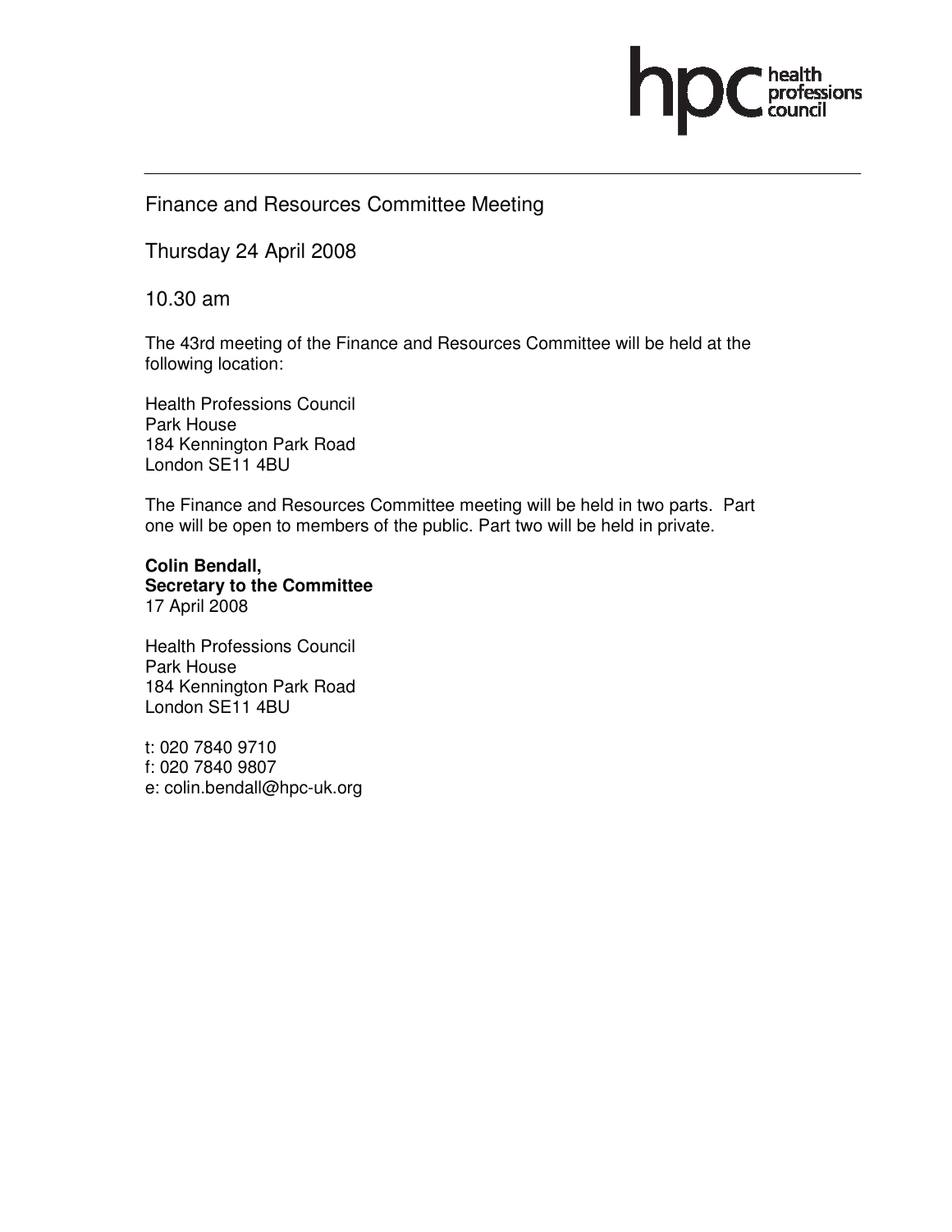hpc health professions council

---

Finance and Resources Committee Meeting

Thursday 24 April 2008

10.30 am

The 43rd meeting of the Finance and Resources Committee will be held at the following location:

Health Professions Council
Park House
184 Kennington Park Road
London SE11 4BU

The Finance and Resources Committee meeting will be held in two parts. Part one will be open to members of the public. Part two will be held in private.

**Colin Bendall,**
**Secretary to the Committee**
17 April 2008

Health Professions Council
Park House
184 Kennington Park Road
London SE11 4BU

t: 020 7840 9710
f: 020 7840 9807
e: colin.bendall@hpc-uk.org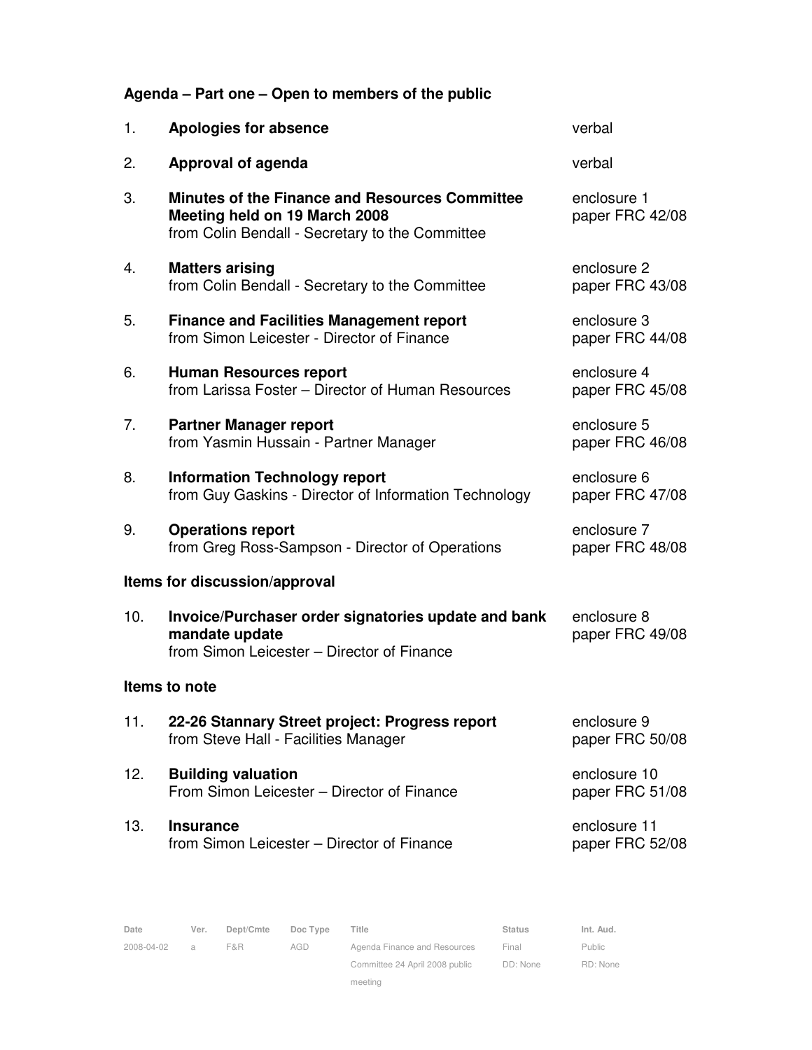## Agenda – Part one – Open to members of the public

| | | |
|---|---|---|
| 1. | **Apologies for absence** | verbal |
| 2. | **Approval of agenda** | verbal |
| 3. | **Minutes of the Finance and Resources Committee Meeting held on 19 March 2008**<br>from Colin Bendall - Secretary to the Committee | enclosure 1<br>paper FRC 42/08 |
| 4. | **Matters arising**<br>from Colin Bendall - Secretary to the Committee | enclosure 2<br>paper FRC 43/08 |
| 5. | **Finance and Facilities Management report**<br>from Simon Leicester - Director of Finance | enclosure 3<br>paper FRC 44/08 |
| 6. | **Human Resources report**<br>from Larissa Foster – Director of Human Resources | enclosure 4<br>paper FRC 45/08 |
| 7. | **Partner Manager report**<br>from Yasmin Hussain - Partner Manager | enclosure 5<br>paper FRC 46/08 |
| 8. | **Information Technology report**<br>from Guy Gaskins - Director of Information Technology | enclosure 6<br>paper FRC 47/08 |
| 9. | **Operations report**<br>from Greg Ross-Sampson - Director of Operations | enclosure 7<br>paper FRC 48/08 |

### Items for discussion/approval

| | | |
|---|---|---|
| 10. | **Invoice/Purchaser order signatories update and bank mandate update**<br>from Simon Leicester – Director of Finance | enclosure 8<br>paper FRC 49/08 |

### Items to note

| | | |
|---|---|---|
| 11. | **22-26 Stannary Street project: Progress report**<br>from Steve Hall - Facilities Manager | enclosure 9<br>paper FRC 50/08 |
| 12. | **Building valuation**<br>From Simon Leicester – Director of Finance | enclosure 10<br>paper FRC 51/08 |
| 13. | **Insurance**<br>from Simon Leicester – Director of Finance | enclosure 11<br>paper FRC 52/08 |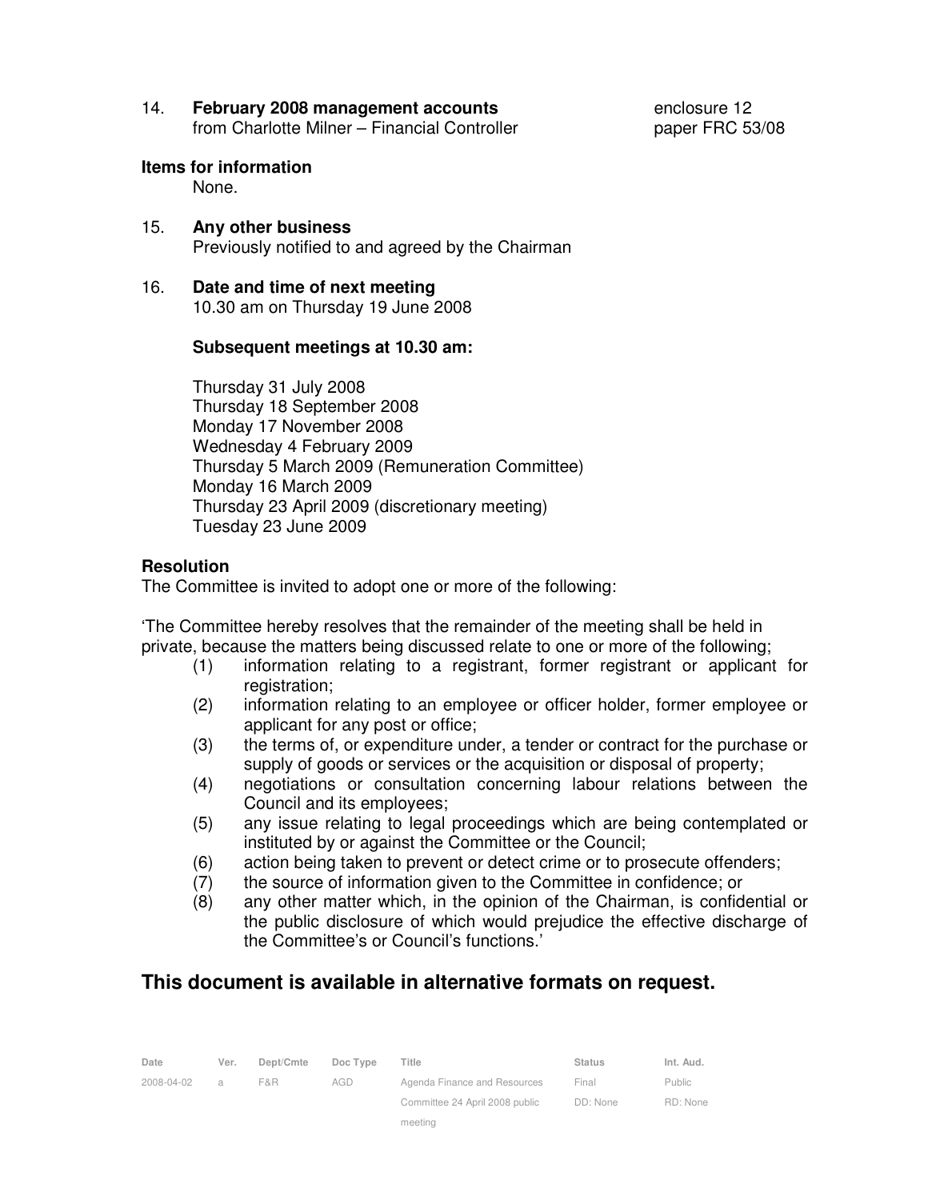14. **February 2008 management accounts** enclosure 12
from Charlotte Milner – Financial Controller paper FRC 53/08

**Items for information**

None.

15. **Any other business**
Previously notified to and agreed by the Chairman

16. **Date and time of next meeting**
10.30 am on Thursday 19 June 2008

**Subsequent meetings at 10.30 am:**

Thursday 31 July 2008
Thursday 18 September 2008
Monday 17 November 2008
Wednesday 4 February 2009
Thursday 5 March 2009 (Remuneration Committee)
Monday 16 March 2009
Thursday 23 April 2009 (discretionary meeting)
Tuesday 23 June 2009

**Resolution**

The Committee is invited to adopt one or more of the following:

'The Committee hereby resolves that the remainder of the meeting shall be held in private, because the matters being discussed relate to one or more of the following;

(1) information relating to a registrant, former registrant or applicant for registration;
(2) information relating to an employee or officer holder, former employee or applicant for any post or office;
(3) the terms of, or expenditure under, a tender or contract for the purchase or supply of goods or services or the acquisition or disposal of property;
(4) negotiations or consultation concerning labour relations between the Council and its employees;
(5) any issue relating to legal proceedings which are being contemplated or instituted by or against the Committee or the Council;
(6) action being taken to prevent or detect crime or to prosecute offenders;
(7) the source of information given to the Committee in confidence; or
(8) any other matter which, in the opinion of the Chairman, is confidential or the public disclosure of which would prejudice the effective discharge of the Committee's or Council's functions.'

## This document is available in alternative formats on request.

| Date | Ver. | Dept/Cmte | Doc Type | Title | Status | Int. Aud. |
|---|---|---|---|---|---|---|
| 2008-04-02 | a | F&R | AGD | Agenda Finance and Resources Committee 24 April 2008 public meeting | Final DD: None | Public RD: None |